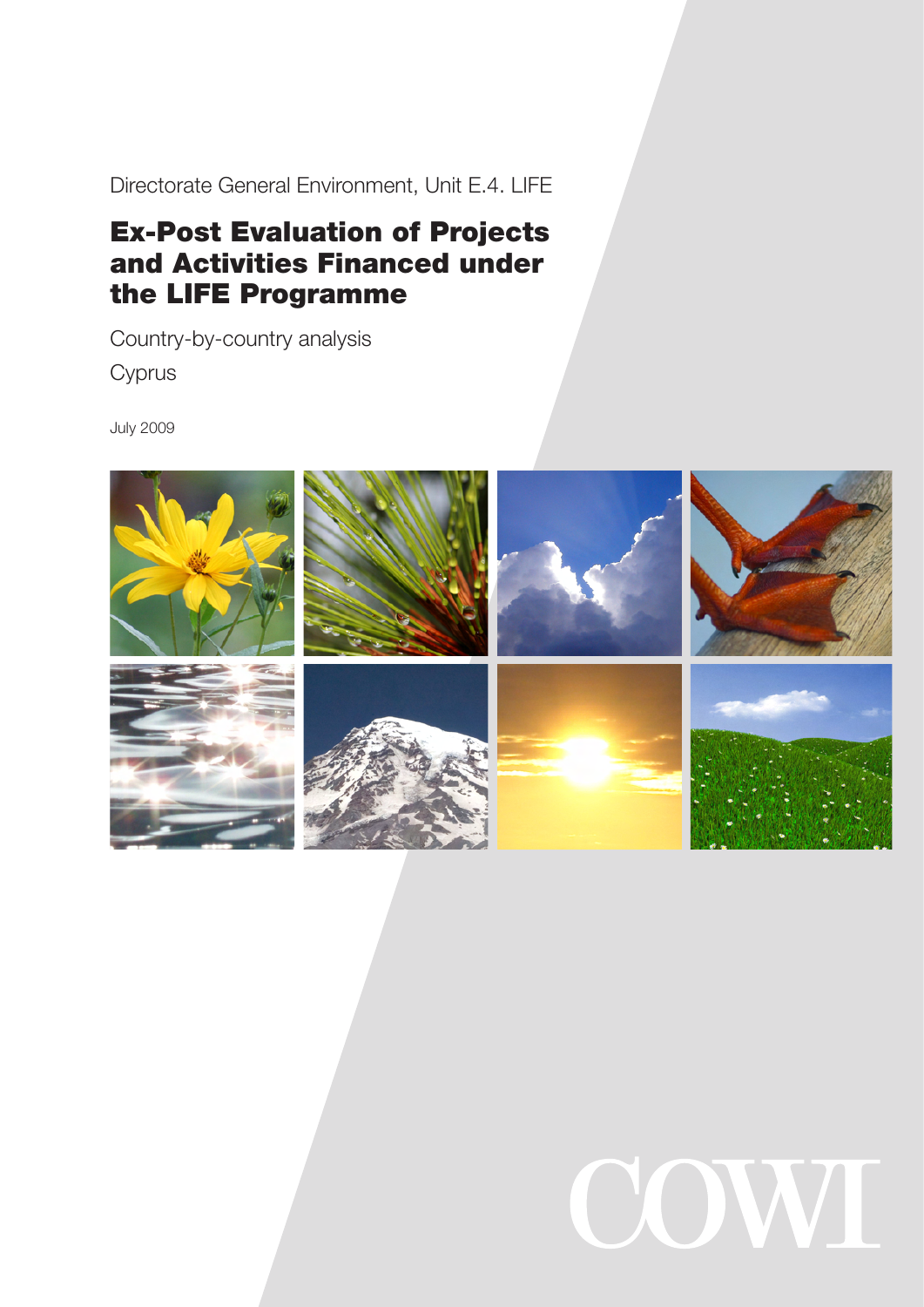Directorate General Environment, Unit E.4. LIFE

# Ex-Post Evaluation of Projects and Activities Financed under the LIFE Programme

Country-by-country analysis

Cyprus

July 2009

COWI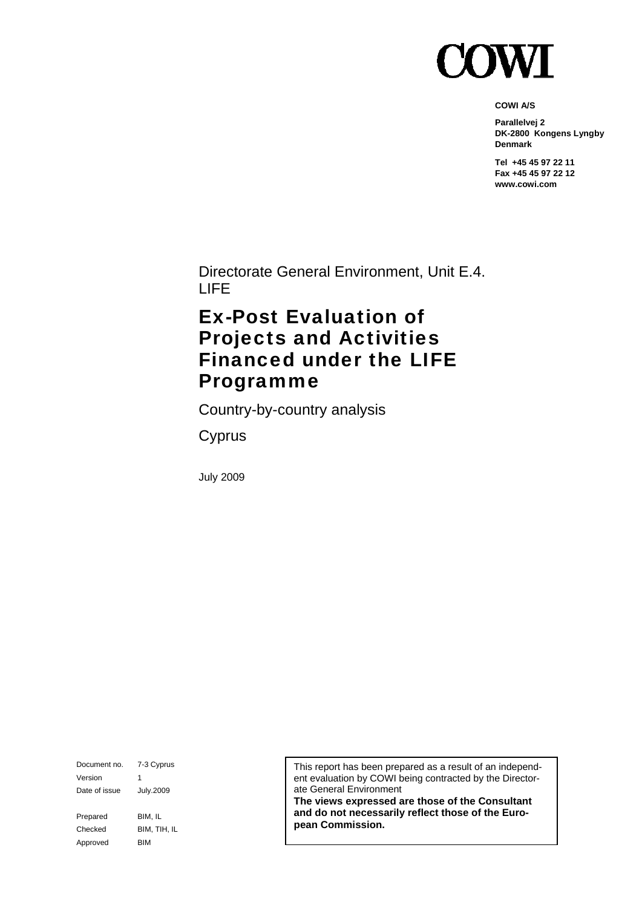# COWI

**COWI A/S**

**Parallelvej 2**
**DK-2800 Kongens Lyngby**
**Denmark**

**Tel +45 45 97 22 11**
**Fax +45 45 97 22 12**
**www.cowi.com**

Directorate General Environment, Unit E.4.
LIFE

# Ex-Post Evaluation of Projects and Activities Financed under the LIFE Programme

Country-by-country analysis

Cyprus

July 2009

| | |
|---|---|
| Document no. | 7-3 Cyprus |
| Version | 1 |
| Date of issue | July.2009 |
| | |
| Prepared | BIM, IL |
| Checked | BIM, TIH, IL |
| Approved | BIM |

This report has been prepared as a result of an independent evaluation by COWI being contracted by the Directorate General Environment
**The views expressed are those of the Consultant and do not necessarily reflect those of the European Commission.**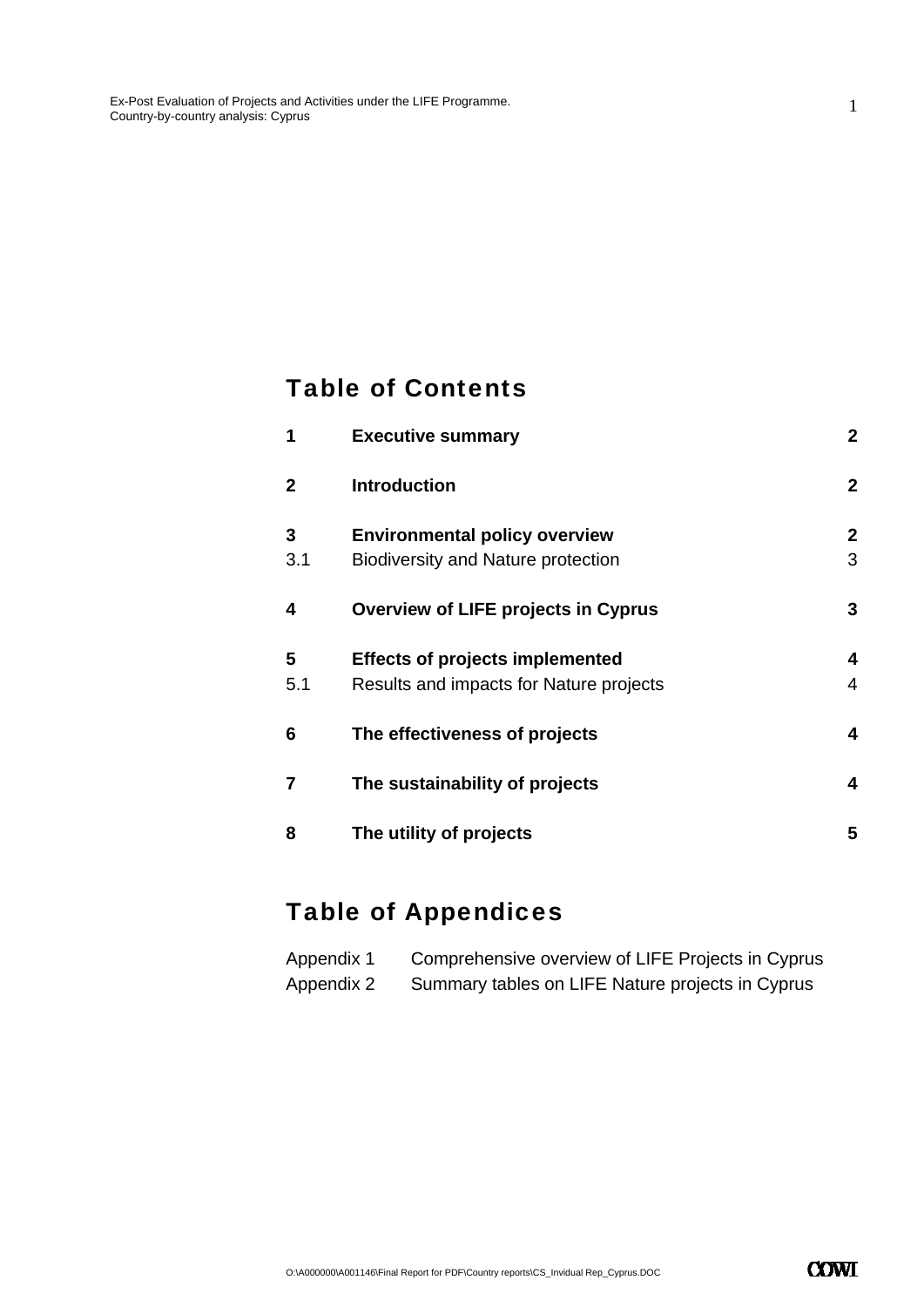# Table of Contents

| | | |
|---|---|---|
| **1** | **Executive summary** | **2** |
| **2** | **Introduction** | **2** |
| **3** | **Environmental policy overview** | **2** |
| 3.1 | Biodiversity and Nature protection | 3 |
| **4** | **Overview of LIFE projects in Cyprus** | **3** |
| **5** | **Effects of projects implemented** | **4** |
| 5.1 | Results and impacts for Nature projects | 4 |
| **6** | **The effectiveness of projects** | **4** |
| **7** | **The sustainability of projects** | **4** |
| **8** | **The utility of projects** | **5** |

# Table of Appendices

| | |
|---|---|
| Appendix 1 | Comprehensive overview of LIFE Projects in Cyprus |
| Appendix 2 | Summary tables on LIFE Nature projects in Cyprus |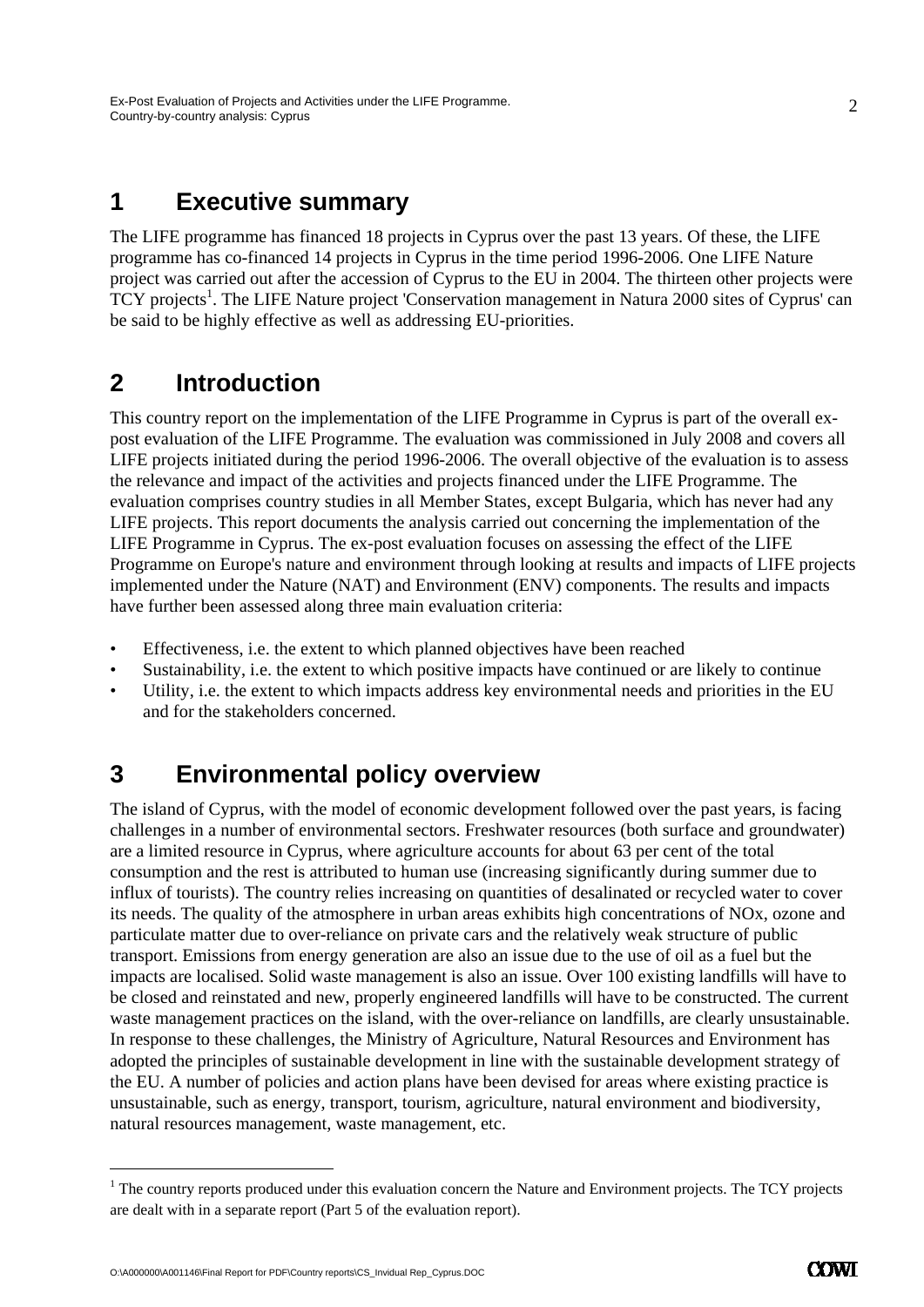# 1 Executive summary

The LIFE programme has financed 18 projects in Cyprus over the past 13 years. Of these, the LIFE programme has co-financed 14 projects in Cyprus in the time period 1996-2006. One LIFE Nature project was carried out after the accession of Cyprus to the EU in 2004. The thirteen other projects were TCY projects[1]. The LIFE Nature project 'Conservation management in Natura 2000 sites of Cyprus' can be said to be highly effective as well as addressing EU-priorities.

# 2 Introduction

This country report on the implementation of the LIFE Programme in Cyprus is part of the overall ex-post evaluation of the LIFE Programme. The evaluation was commissioned in July 2008 and covers all LIFE projects initiated during the period 1996-2006. The overall objective of the evaluation is to assess the relevance and impact of the activities and projects financed under the LIFE Programme. The evaluation comprises country studies in all Member States, except Bulgaria, which has never had any LIFE projects. This report documents the analysis carried out concerning the implementation of the LIFE Programme in Cyprus. The ex-post evaluation focuses on assessing the effect of the LIFE Programme on Europe's nature and environment through looking at results and impacts of LIFE projects implemented under the Nature (NAT) and Environment (ENV) components. The results and impacts have further been assessed along three main evaluation criteria:

- Effectiveness, i.e. the extent to which planned objectives have been reached
- Sustainability, i.e. the extent to which positive impacts have continued or are likely to continue
- Utility, i.e. the extent to which impacts address key environmental needs and priorities in the EU and for the stakeholders concerned.

# 3 Environmental policy overview

The island of Cyprus, with the model of economic development followed over the past years, is facing challenges in a number of environmental sectors. Freshwater resources (both surface and groundwater) are a limited resource in Cyprus, where agriculture accounts for about 63 per cent of the total consumption and the rest is attributed to human use (increasing significantly during summer due to influx of tourists). The country relies increasing on quantities of desalinated or recycled water to cover its needs. The quality of the atmosphere in urban areas exhibits high concentrations of NOx, ozone and particulate matter due to over-reliance on private cars and the relatively weak structure of public transport. Emissions from energy generation are also an issue due to the use of oil as a fuel but the impacts are localised. Solid waste management is also an issue. Over 100 existing landfills will have to be closed and reinstated and new, properly engineered landfills will have to be constructed. The current waste management practices on the island, with the over-reliance on landfills, are clearly unsustainable. In response to these challenges, the Ministry of Agriculture, Natural Resources and Environment has adopted the principles of sustainable development in line with the sustainable development strategy of the EU. A number of policies and action plans have been devised for areas where existing practice is unsustainable, such as energy, transport, tourism, agriculture, natural environment and biodiversity, natural resources management, waste management, etc.

[1] The country reports produced under this evaluation concern the Nature and Environment projects. The TCY projects are dealt with in a separate report (Part 5 of the evaluation report).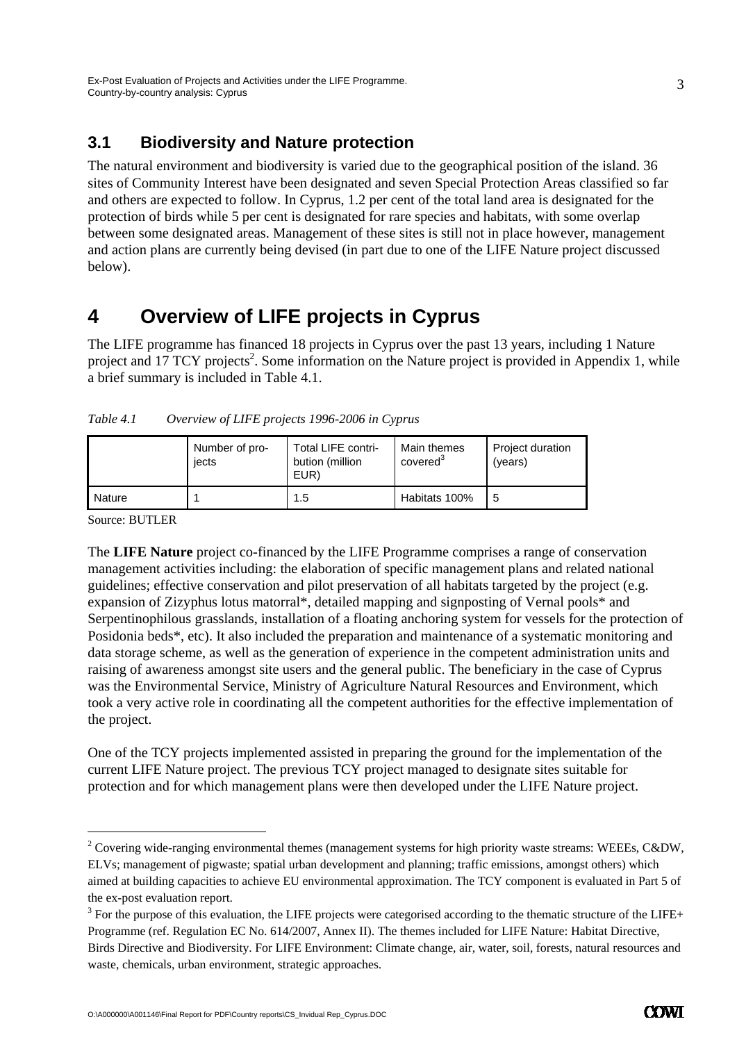## 3.1 Biodiversity and Nature protection

The natural environment and biodiversity is varied due to the geographical position of the island. 36 sites of Community Interest have been designated and seven Special Protection Areas classified so far and others are expected to follow. In Cyprus, 1.2 per cent of the total land area is designated for the protection of birds while 5 per cent is designated for rare species and habitats, with some overlap between some designated areas. Management of these sites is still not in place however, management and action plans are currently being devised (in part due to one of the LIFE Nature project discussed below).

# 4 Overview of LIFE projects in Cyprus

The LIFE programme has financed 18 projects in Cyprus over the past 13 years, including 1 Nature project and 17 TCY projects[2]. Some information on the Nature project is provided in Appendix 1, while a brief summary is included in Table 4.1.

*Table 4.1 Overview of LIFE projects 1996-2006 in Cyprus*

| | Number of projects | Total LIFE contribution (million EUR) | Main themes covered[3] | Project duration (years) |
|---|---|---|---|---|
| Nature | 1 | 1.5 | Habitats 100% | 5 |

Source: BUTLER

The **LIFE Nature** project co-financed by the LIFE Programme comprises a range of conservation management activities including: the elaboration of specific management plans and related national guidelines; effective conservation and pilot preservation of all habitats targeted by the project (e.g. expansion of Zizyphus lotus matorral*, detailed mapping and signposting of Vernal pools* and Serpentinophilous grasslands, installation of a floating anchoring system for vessels for the protection of Posidonia beds*, etc). It also included the preparation and maintenance of a systematic monitoring and data storage scheme, as well as the generation of experience in the competent administration units and raising of awareness amongst site users and the general public. The beneficiary in the case of Cyprus was the Environmental Service, Ministry of Agriculture Natural Resources and Environment, which took a very active role in coordinating all the competent authorities for the effective implementation of the project.

One of the TCY projects implemented assisted in preparing the ground for the implementation of the current LIFE Nature project. The previous TCY project managed to designate sites suitable for protection and for which management plans were then developed under the LIFE Nature project.

---

[2] Covering wide-ranging environmental themes (management systems for high priority waste streams: WEEEs, C&DW, ELVs; management of pigwaste; spatial urban development and planning; traffic emissions, amongst others) which aimed at building capacities to achieve EU environmental approximation. The TCY component is evaluated in Part 5 of the ex-post evaluation report.

[3] For the purpose of this evaluation, the LIFE projects were categorised according to the thematic structure of the LIFE+ Programme (ref. Regulation EC No. 614/2007, Annex II). The themes included for LIFE Nature: Habitat Directive, Birds Directive and Biodiversity. For LIFE Environment: Climate change, air, water, soil, forests, natural resources and waste, chemicals, urban environment, strategic approaches.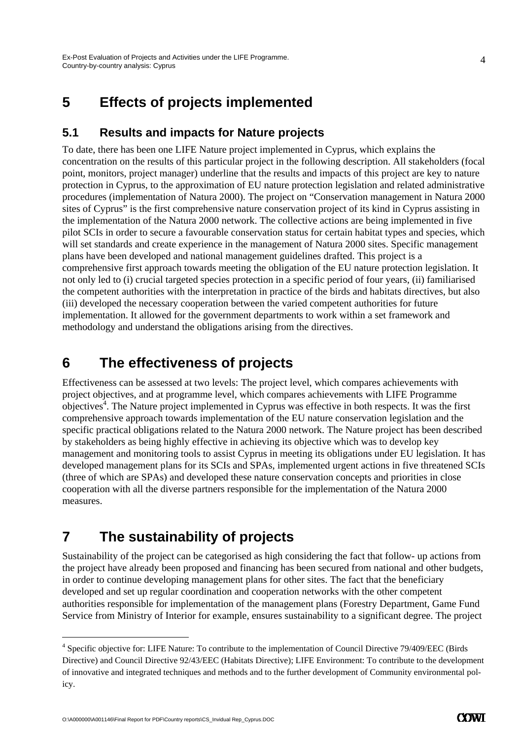# 5 Effects of projects implemented

## 5.1 Results and impacts for Nature projects

To date, there has been one LIFE Nature project implemented in Cyprus, which explains the concentration on the results of this particular project in the following description. All stakeholders (focal point, monitors, project manager) underline that the results and impacts of this project are key to nature protection in Cyprus, to the approximation of EU nature protection legislation and related administrative procedures (implementation of Natura 2000). The project on "Conservation management in Natura 2000 sites of Cyprus" is the first comprehensive nature conservation project of its kind in Cyprus assisting in the implementation of the Natura 2000 network. The collective actions are being implemented in five pilot SCIs in order to secure a favourable conservation status for certain habitat types and species, which will set standards and create experience in the management of Natura 2000 sites. Specific management plans have been developed and national management guidelines drafted. This project is a comprehensive first approach towards meeting the obligation of the EU nature protection legislation. It not only led to (i) crucial targeted species protection in a specific period of four years, (ii) familiarised the competent authorities with the interpretation in practice of the birds and habitats directives, but also (iii) developed the necessary cooperation between the varied competent authorities for future implementation. It allowed for the government departments to work within a set framework and methodology and understand the obligations arising from the directives.

# 6 The effectiveness of projects

Effectiveness can be assessed at two levels: The project level, which compares achievements with project objectives, and at programme level, which compares achievements with LIFE Programme objectives[4]. The Nature project implemented in Cyprus was effective in both respects. It was the first comprehensive approach towards implementation of the EU nature conservation legislation and the specific practical obligations related to the Natura 2000 network. The Nature project has been described by stakeholders as being highly effective in achieving its objective which was to develop key management and monitoring tools to assist Cyprus in meeting its obligations under EU legislation. It has developed management plans for its SCIs and SPAs, implemented urgent actions in five threatened SCIs (three of which are SPAs) and developed these nature conservation concepts and priorities in close cooperation with all the diverse partners responsible for the implementation of the Natura 2000 measures.

# 7 The sustainability of projects

Sustainability of the project can be categorised as high considering the fact that follow- up actions from the project have already been proposed and financing has been secured from national and other budgets, in order to continue developing management plans for other sites. The fact that the beneficiary developed and set up regular coordination and cooperation networks with the other competent authorities responsible for implementation of the management plans (Forestry Department, Game Fund Service from Ministry of Interior for example, ensures sustainability to a significant degree. The project

---

[4] Specific objective for: LIFE Nature: To contribute to the implementation of Council Directive 79/409/EEC (Birds Directive) and Council Directive 92/43/EEC (Habitats Directive); LIFE Environment: To contribute to the development of innovative and integrated techniques and methods and to the further development of Community environmental policy.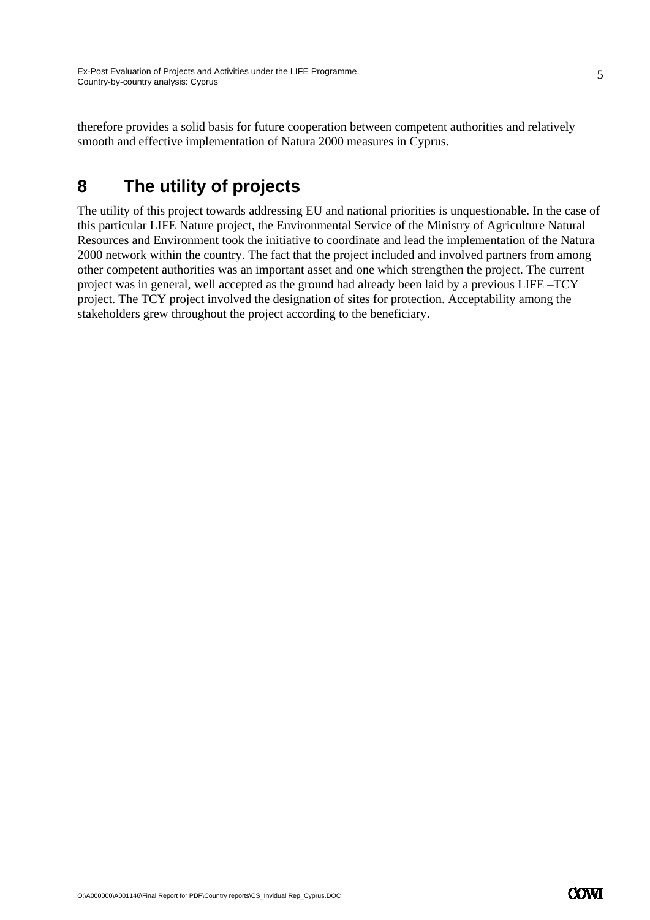therefore provides a solid basis for future cooperation between competent authorities and relatively smooth and effective implementation of Natura 2000 measures in Cyprus.

# 8 The utility of projects

The utility of this project towards addressing EU and national priorities is unquestionable. In the case of this particular LIFE Nature project, the Environmental Service of the Ministry of Agriculture Natural Resources and Environment took the initiative to coordinate and lead the implementation of the Natura 2000 network within the country. The fact that the project included and involved partners from among other competent authorities was an important asset and one which strengthen the project. The current project was in general, well accepted as the ground had already been laid by a previous LIFE –TCY project. The TCY project involved the designation of sites for protection. Acceptability among the stakeholders grew throughout the project according to the beneficiary.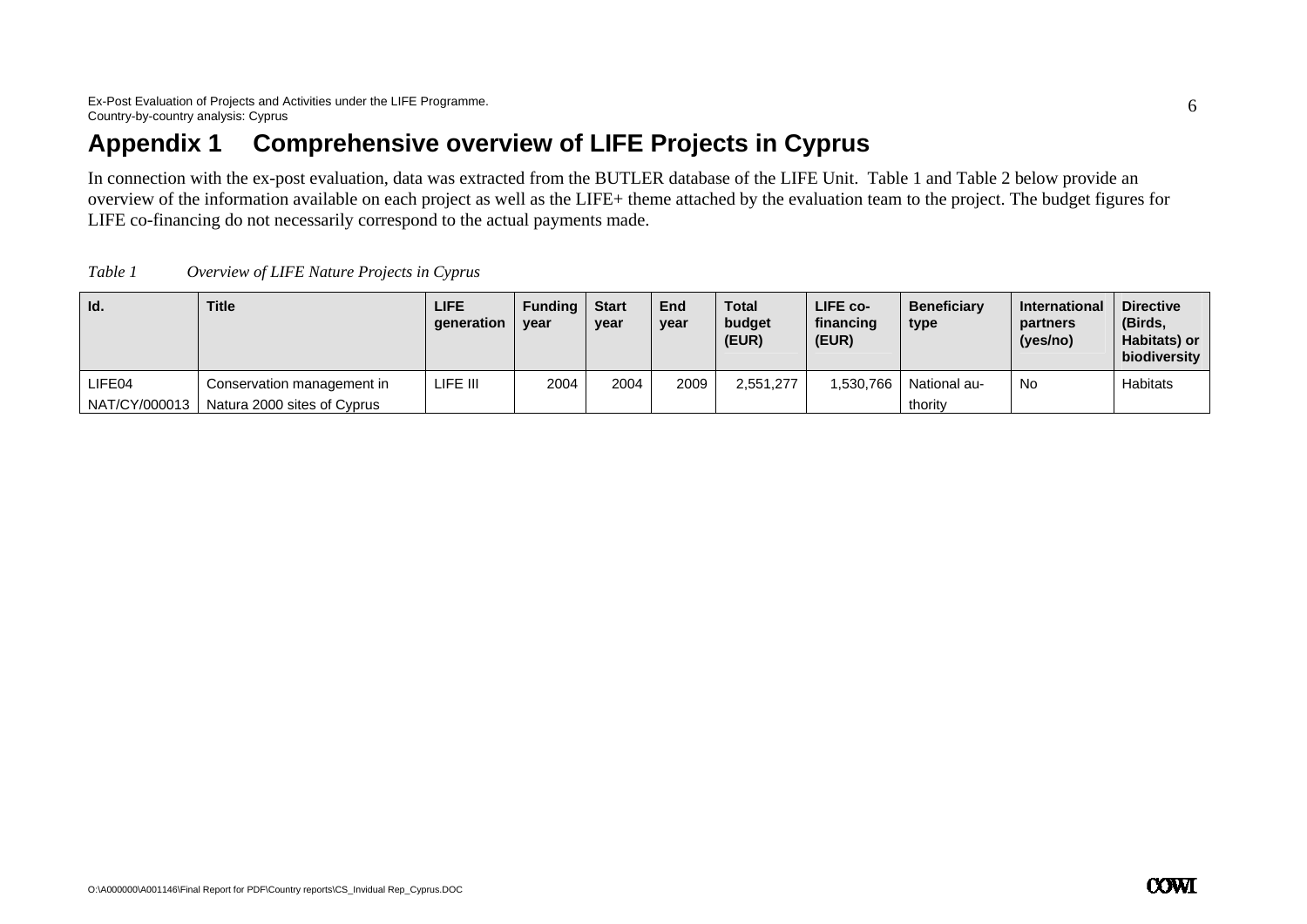# Appendix 1 Comprehensive overview of LIFE Projects in Cyprus

In connection with the ex-post evaluation, data was extracted from the BUTLER database of the LIFE Unit. Table 1 and Table 2 below provide an overview of the information available on each project as well as the LIFE+ theme attached by the evaluation team to the project. The budget figures for LIFE co-financing do not necessarily correspond to the actual payments made.

*Table 1 Overview of LIFE Nature Projects in Cyprus*

| Id. | Title | LIFE generation | Funding year | Start year | End year | Total budget (EUR) | LIFE co-financing (EUR) | Beneficiary type | International partners (yes/no) | Directive (Birds, Habitats) or biodiversity |
|---|---|---|---|---|---|---|---|---|---|---|
| LIFE04 NAT/CY/000013 | Conservation management in Natura 2000 sites of Cyprus | LIFE III | 2004 | 2004 | 2009 | 2,551,277 | 1,530,766 | National authority | No | Habitats |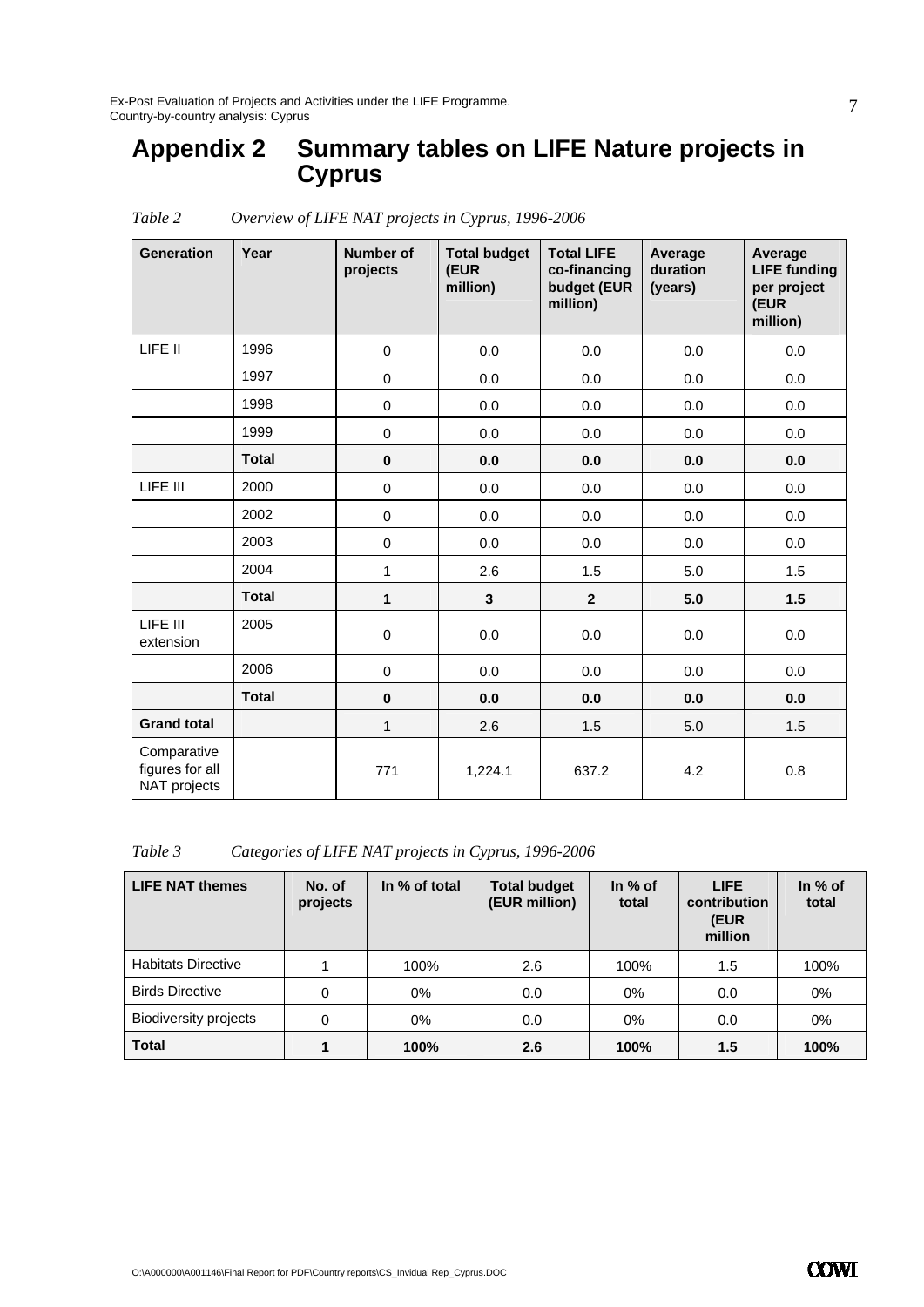# Appendix 2 Summary tables on LIFE Nature projects in Cyprus

*Table 2 Overview of LIFE NAT projects in Cyprus, 1996-2006*

| Generation | Year | Number of projects | Total budget (EUR million) | Total LIFE co-financing budget (EUR million) | Average duration (years) | Average LIFE funding per project (EUR million) |
|---|---|---|---|---|---|---|
| LIFE II | 1996 | 0 | 0.0 | 0.0 | 0.0 | 0.0 |
| | 1997 | 0 | 0.0 | 0.0 | 0.0 | 0.0 |
| | 1998 | 0 | 0.0 | 0.0 | 0.0 | 0.0 |
| | 1999 | 0 | 0.0 | 0.0 | 0.0 | 0.0 |
| | **Total** | **0** | **0.0** | **0.0** | **0.0** | **0.0** |
| LIFE III | 2000 | 0 | 0.0 | 0.0 | 0.0 | 0.0 |
| | 2002 | 0 | 0.0 | 0.0 | 0.0 | 0.0 |
| | 2003 | 0 | 0.0 | 0.0 | 0.0 | 0.0 |
| | 2004 | 1 | 2.6 | 1.5 | 5.0 | 1.5 |
| | **Total** | **1** | **3** | **2** | **5.0** | **1.5** |
| LIFE III extension | 2005 | 0 | 0.0 | 0.0 | 0.0 | 0.0 |
| | 2006 | 0 | 0.0 | 0.0 | 0.0 | 0.0 |
| | **Total** | **0** | **0.0** | **0.0** | **0.0** | **0.0** |
| **Grand total** | | 1 | 2.6 | 1.5 | 5.0 | 1.5 |
| Comparative figures for all NAT projects | | 771 | 1,224.1 | 637.2 | 4.2 | 0.8 |

*Table 3 Categories of LIFE NAT projects in Cyprus, 1996-2006*

| LIFE NAT themes | No. of projects | In % of total | Total budget (EUR million) | In % of total | LIFE contribution (EUR million | In % of total |
|---|---|---|---|---|---|---|
| Habitats Directive | 1 | 100% | 2.6 | 100% | 1.5 | 100% |
| Birds Directive | 0 | 0% | 0.0 | 0% | 0.0 | 0% |
| Biodiversity projects | 0 | 0% | 0.0 | 0% | 0.0 | 0% |
| **Total** | **1** | **100%** | **2.6** | **100%** | **1.5** | **100%** |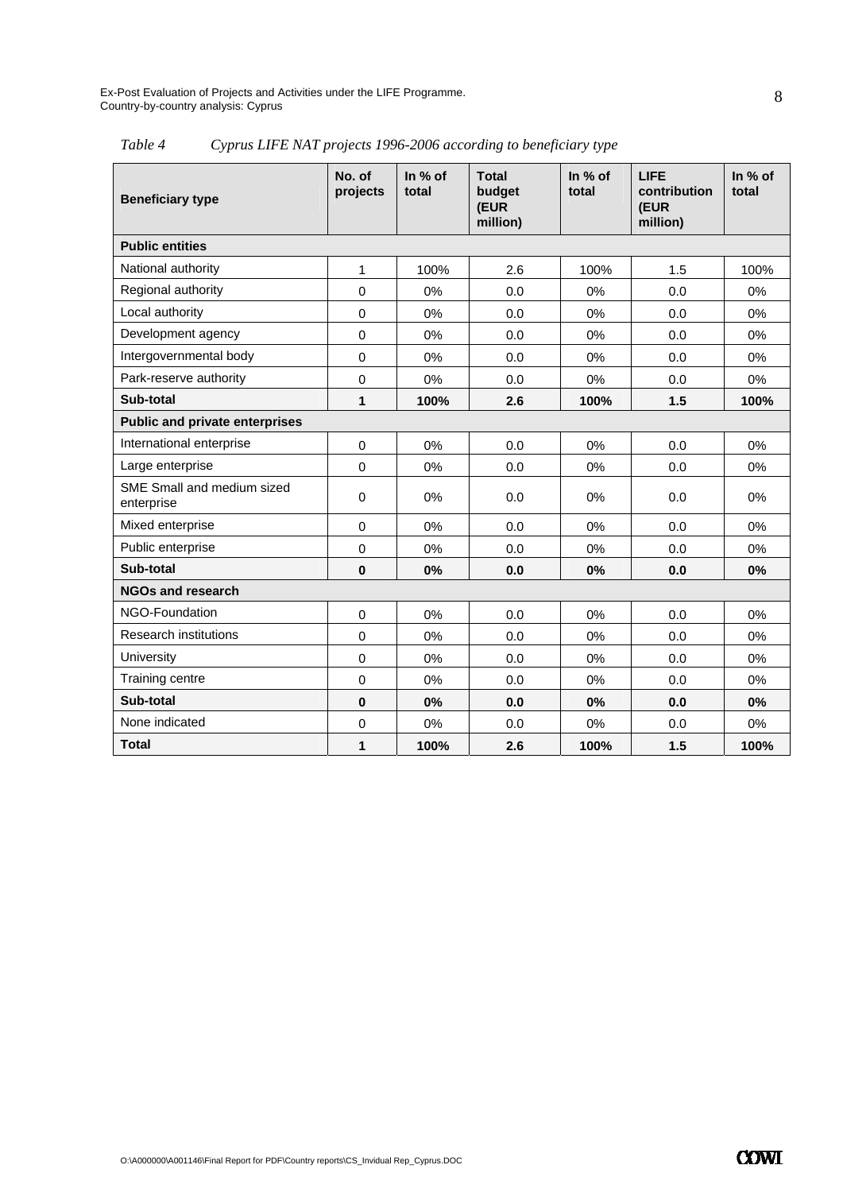*Table 4 Cyprus LIFE NAT projects 1996-2006 according to beneficiary type*

| Beneficiary type | No. of projects | In % of total | Total budget (EUR million) | In % of total | LIFE contribution (EUR million) | In % of total |
|---|---|---|---|---|---|---|
| **Public entities** | | | | | | |
| National authority | 1 | 100% | 2.6 | 100% | 1.5 | 100% |
| Regional authority | 0 | 0% | 0.0 | 0% | 0.0 | 0% |
| Local authority | 0 | 0% | 0.0 | 0% | 0.0 | 0% |
| Development agency | 0 | 0% | 0.0 | 0% | 0.0 | 0% |
| Intergovernmental body | 0 | 0% | 0.0 | 0% | 0.0 | 0% |
| Park-reserve authority | 0 | 0% | 0.0 | 0% | 0.0 | 0% |
| **Sub-total** | **1** | **100%** | **2.6** | **100%** | **1.5** | **100%** |
| **Public and private enterprises** | | | | | | |
| International enterprise | 0 | 0% | 0.0 | 0% | 0.0 | 0% |
| Large enterprise | 0 | 0% | 0.0 | 0% | 0.0 | 0% |
| SME Small and medium sized enterprise | 0 | 0% | 0.0 | 0% | 0.0 | 0% |
| Mixed enterprise | 0 | 0% | 0.0 | 0% | 0.0 | 0% |
| Public enterprise | 0 | 0% | 0.0 | 0% | 0.0 | 0% |
| **Sub-total** | **0** | **0%** | **0.0** | **0%** | **0.0** | **0%** |
| **NGOs and research** | | | | | | |
| NGO-Foundation | 0 | 0% | 0.0 | 0% | 0.0 | 0% |
| Research institutions | 0 | 0% | 0.0 | 0% | 0.0 | 0% |
| University | 0 | 0% | 0.0 | 0% | 0.0 | 0% |
| Training centre | 0 | 0% | 0.0 | 0% | 0.0 | 0% |
| **Sub-total** | **0** | **0%** | **0.0** | **0%** | **0.0** | **0%** |
| None indicated | 0 | 0% | 0.0 | 0% | 0.0 | 0% |
| **Total** | **1** | **100%** | **2.6** | **100%** | **1.5** | **100%** |